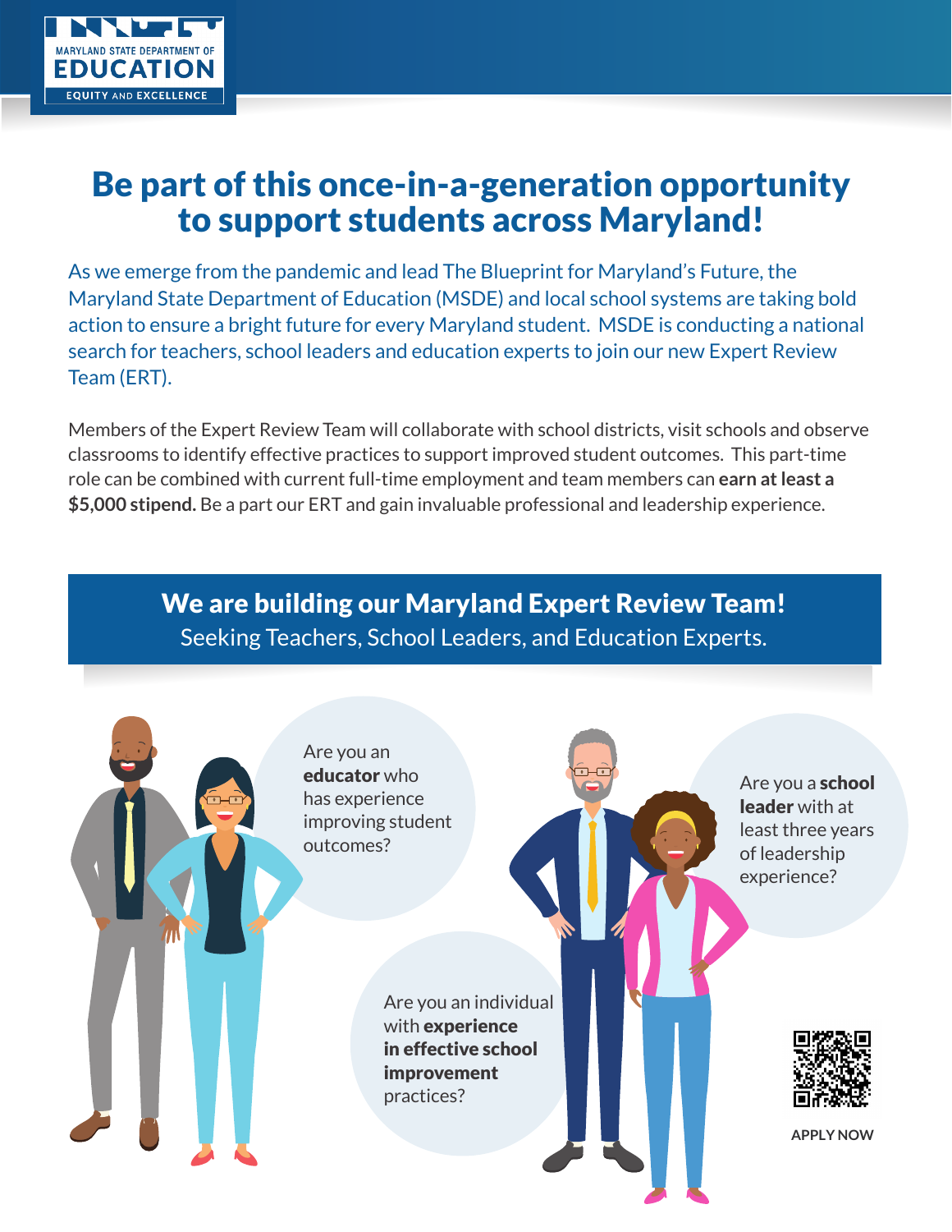MARYLAND STATE DEPARTMENT OF **EDUCATION**
EQUITY AND EXCELLENCE

# Be part of this once-in-a-generation opportunity to support students across Maryland!

As we emerge from the pandemic and lead The Blueprint for Maryland's Future, the Maryland State Department of Education (MSDE) and local school systems are taking bold action to ensure a bright future for every Maryland student. MSDE is conducting a national search for teachers, school leaders and education experts to join our new Expert Review Team (ERT).

Members of the Expert Review Team will collaborate with school districts, visit schools and observe classrooms to identify effective practices to support improved student outcomes. This part-time role can be combined with current full-time employment and team members can **earn at least a $5,000 stipend.** Be a part our ERT and gain invaluable professional and leadership experience.

## We are building our Maryland Expert Review Team!

Seeking Teachers, School Leaders, and Education Experts.

Are you an **educator** who has experience improving student outcomes?

Are you a **school leader** with at least three years of leadership experience?

Are you an individual with **experience in effective school improvement** practices?

**APPLY NOW**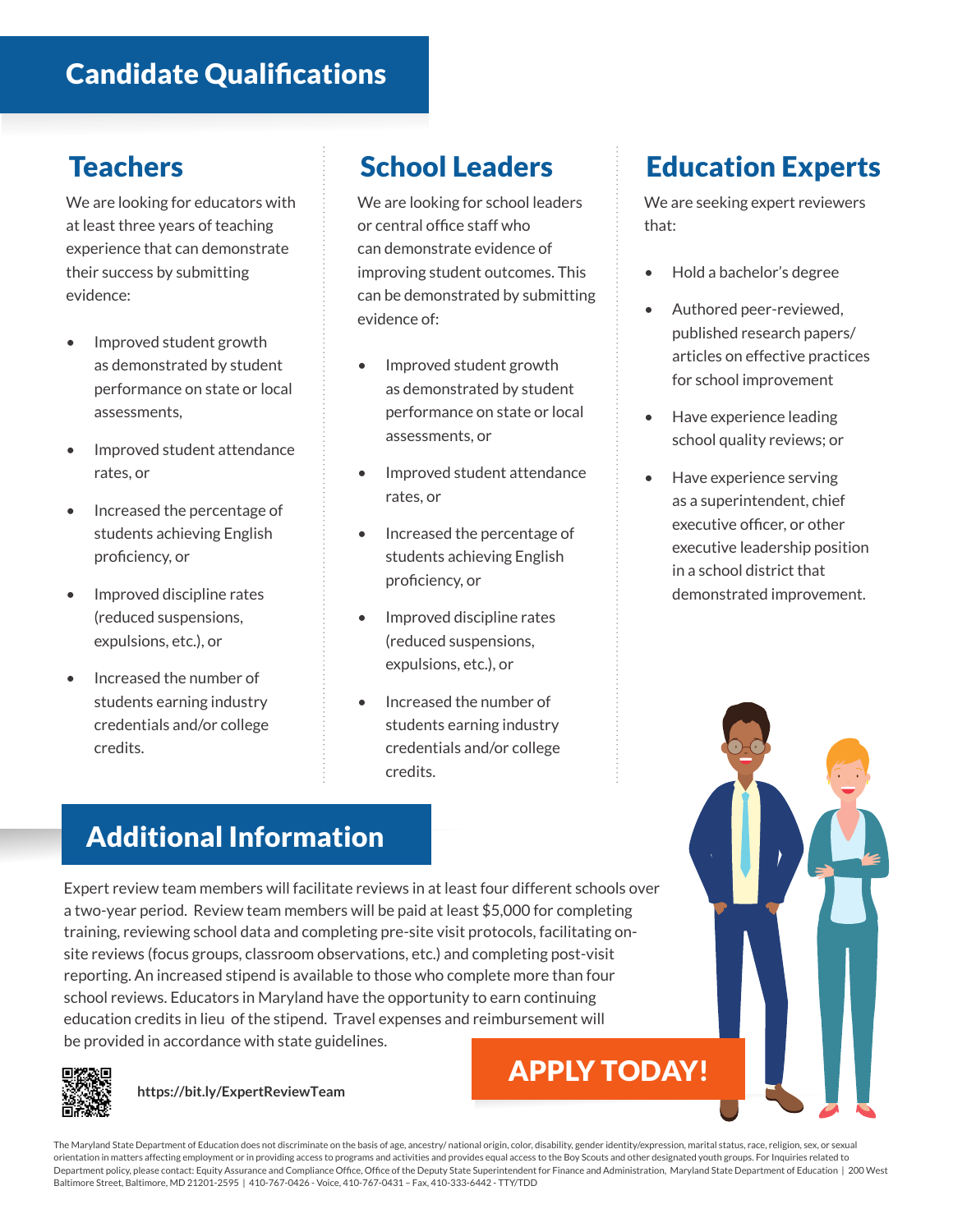## Candidate Qualifications

### Teachers

We are looking for educators with at least three years of teaching experience that can demonstrate their success by submitting evidence:

- Improved student growth as demonstrated by student performance on state or local assessments,
- Improved student attendance rates, or
- Increased the percentage of students achieving English proficiency, or
- Improved discipline rates (reduced suspensions, expulsions, etc.), or
- Increased the number of students earning industry credentials and/or college credits.

### School Leaders

We are looking for school leaders or central office staff who can demonstrate evidence of improving student outcomes. This can be demonstrated by submitting evidence of:

- Improved student growth as demonstrated by student performance on state or local assessments, or
- Improved student attendance rates, or
- Increased the percentage of students achieving English proficiency, or
- Improved discipline rates (reduced suspensions, expulsions, etc.), or
- Increased the number of students earning industry credentials and/or college credits.

### Education Experts

We are seeking expert reviewers that:

- Hold a bachelor's degree
- Authored peer-reviewed, published research papers/ articles on effective practices for school improvement
- Have experience leading school quality reviews; or
- Have experience serving as a superintendent, chief executive officer, or other executive leadership position in a school district that demonstrated improvement.

## Additional Information

Expert review team members will facilitate reviews in at least four different schools over a two-year period. Review team members will be paid at least $5,000 for completing training, reviewing school data and completing pre-site visit protocols, facilitating on-site reviews (focus groups, classroom observations, etc.) and completing post-visit reporting. An increased stipend is available to those who complete more than four school reviews. Educators in Maryland have the opportunity to earn continuing education credits in lieu of the stipend. Travel expenses and reimbursement will be provided in accordance with state guidelines.

**https://bit.ly/ExpertReviewTeam**

**APPLY TODAY!**

The Maryland State Department of Education does not discriminate on the basis of age, ancestry/ national origin, color, disability, gender identity/expression, marital status, race, religion, sex, or sexual orientation in matters affecting employment or in providing access to programs and activities and provides equal access to the Boy Scouts and other designated youth groups. For Inquiries related to Department policy, please contact: Equity Assurance and Compliance Office, Office of the Deputy State Superintendent for Finance and Administration, Maryland State Department of Education | 200 West Baltimore Street, Baltimore, MD 21201-2595 | 410-767-0426 - Voice, 410-767-0431 – Fax, 410-333-6442 - TTY/TDD